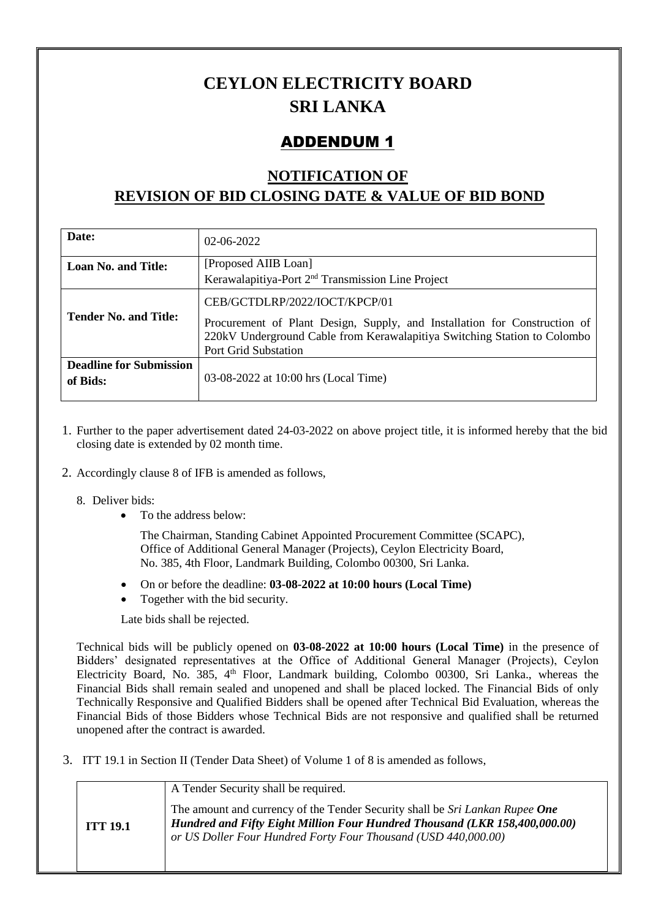# CEYLON ELECTRICITY BOARD
# SRI LANKA

## ADDENDUM 1

## NOTIFICATION OF REVISION OF BID CLOSING DATE & VALUE OF BID BOND

| **Date:** | 02-06-2022 |
|---|---|
| **Loan No. and Title:** | [Proposed AIIB Loan]<br>Kerawalapitiya-Port 2nd Transmission Line Project |
| **Tender No. and Title:** | CEB/GCTDLRP/2022/IOCT/KPCP/01<br>Procurement of Plant Design, Supply, and Installation for Construction of 220kV Underground Cable from Kerawalapitiya Switching Station to Colombo Port Grid Substation |
| **Deadline for Submission of Bids:** | 03-08-2022 at 10:00 hrs (Local Time) |

1. Further to the paper advertisement dated 24-03-2022 on above project title, it is informed hereby that the bid closing date is extended by 02 month time.

2. Accordingly clause 8 of IFB is amended as follows,

   8. Deliver bids:
      - To the address below:

        The Chairman, Standing Cabinet Appointed Procurement Committee (SCAPC),
        Office of Additional General Manager (Projects), Ceylon Electricity Board,
        No. 385, 4th Floor, Landmark Building, Colombo 00300, Sri Lanka.

      - On or before the deadline: **03-08-2022 at 10:00 hours (Local Time)**
      - Together with the bid security.

      Late bids shall be rejected.

   Technical bids will be publicly opened on **03-08-2022 at 10:00 hours (Local Time)** in the presence of Bidders' designated representatives at the Office of Additional General Manager (Projects), Ceylon Electricity Board, No. 385, 4th Floor, Landmark building, Colombo 00300, Sri Lanka., whereas the Financial Bids shall remain sealed and unopened and shall be placed locked. The Financial Bids of only Technically Responsive and Qualified Bidders shall be opened after Technical Bid Evaluation, whereas the Financial Bids of those Bidders whose Technical Bids are not responsive and qualified shall be returned unopened after the contract is awarded.

3. ITT 19.1 in Section II (Tender Data Sheet) of Volume 1 of 8 is amended as follows,

| **ITT 19.1** | A Tender Security shall be required.<br>The amount and currency of the Tender Security shall be *Sri Lankan Rupee* ***One Hundred and Fifty Eight Million Four Hundred Thousand (LKR 158,400,000.00)*** *or US Doller Four Hundred Forty Four Thousand (USD 440,000.00)* |
|---|---|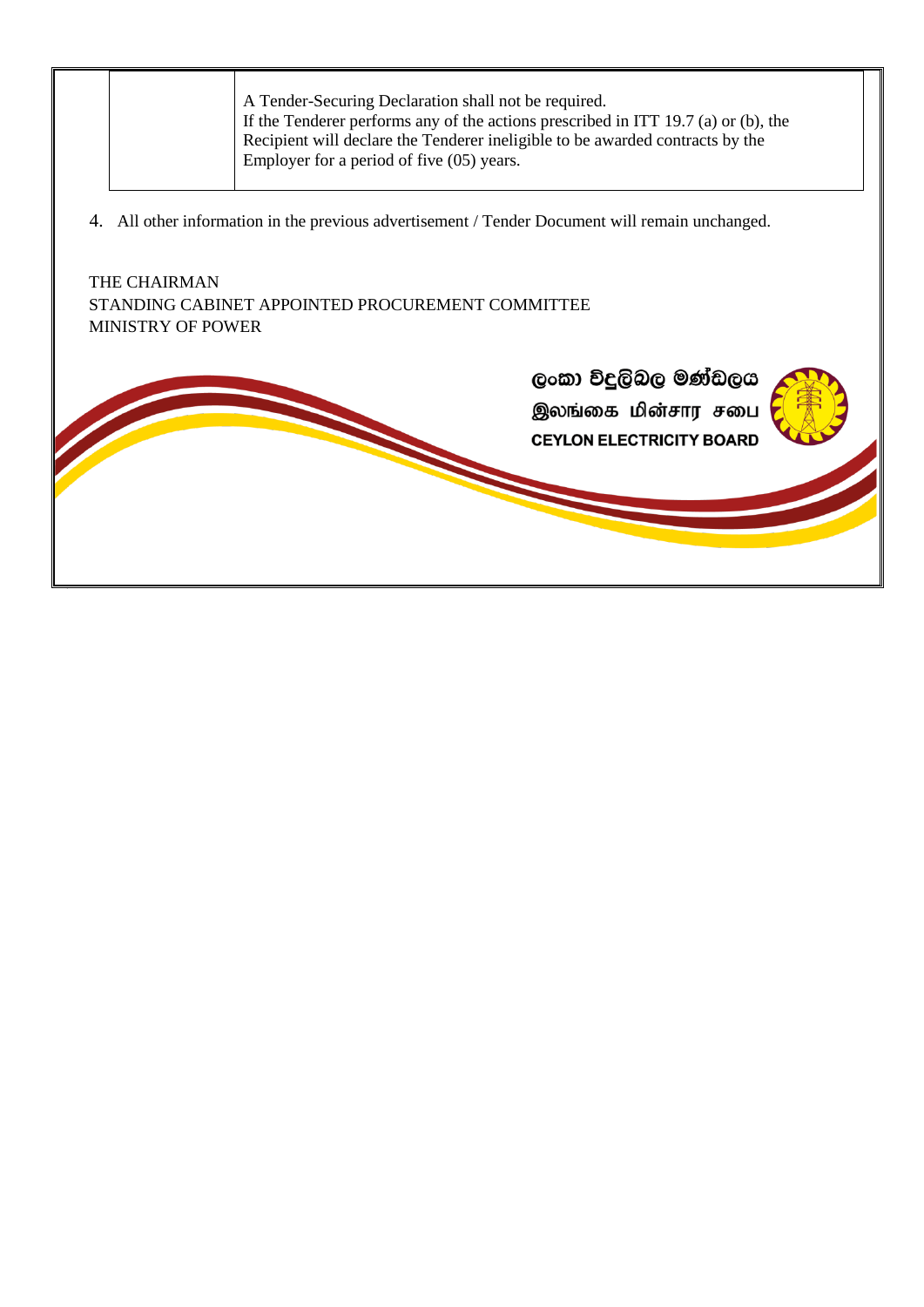| | |
|---|---|
| | A Tender-Securing Declaration shall not be required.<br>If the Tenderer performs any of the actions prescribed in ITT 19.7 (a) or (b), the Recipient will declare the Tenderer ineligible to be awarded contracts by the Employer for a period of five (05) years. |

4. All other information in the previous advertisement / Tender Document will remain unchanged.

THE CHAIRMAN
STANDING CABINET APPOINTED PROCUREMENT COMMITTEE
MINISTRY OF POWER

ලංකා විදුලිබල මණ්ඩලය
இலங்கை மின்சார சபை
CEYLON ELECTRICITY BOARD